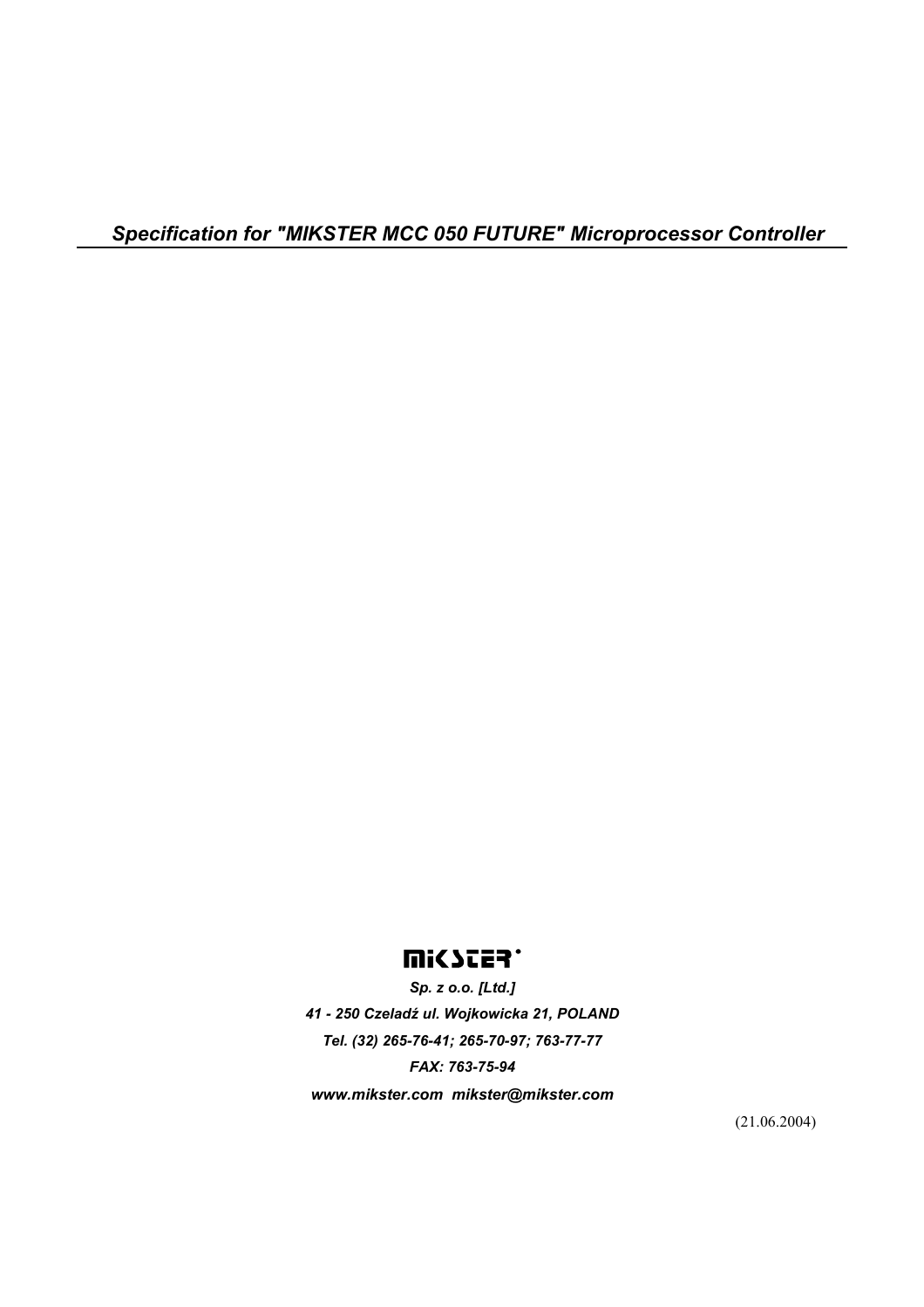# *Specification for "MIKSTER MCC 050 FUTURE" Microprocessor Controller*

**MIKSTER**

***Sp. z o.o. [Ltd.]***

***41 - 250 Czeladź ul. Wojkowicka 21, POLAND***

***Tel. (32) 265-76-41; 265-70-97; 763-77-77***

***FAX: 763-75-94***

***www.mikster.com mikster@mikster.com***

(21.06.2004)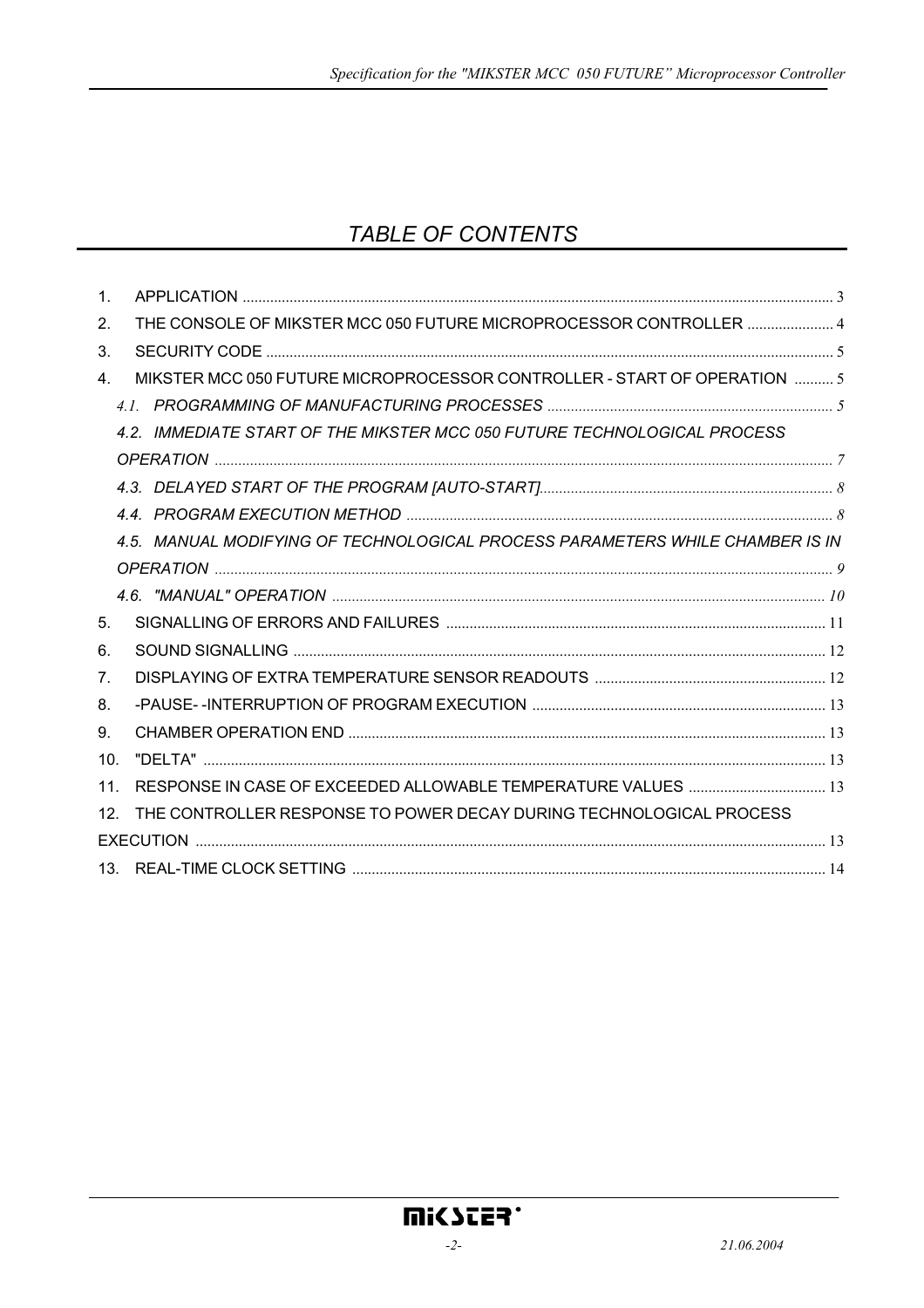# TABLE OF CONTENTS

1. APPLICATION ..... 3
2. THE CONSOLE OF MIKSTER MCC 050 FUTURE MICROPROCESSOR CONTROLLER ..... 4
3. SECURITY CODE ..... 5
4. MIKSTER MCC 050 FUTURE MICROPROCESSOR CONTROLLER - START OF OPERATION ..... 5
   - *4.1. PROGRAMMING OF MANUFACTURING PROCESSES ..... 5*
   - *4.2. IMMEDIATE START OF THE MIKSTER MCC 050 FUTURE TECHNOLOGICAL PROCESS OPERATION ..... 7*
   - *4.3. DELAYED START OF THE PROGRAM [AUTO-START] ..... 8*
   - *4.4. PROGRAM EXECUTION METHOD ..... 8*
   - *4.5. MANUAL MODIFYING OF TECHNOLOGICAL PROCESS PARAMETERS WHILE CHAMBER IS IN OPERATION ..... 9*
   - *4.6. "MANUAL" OPERATION ..... 10*
5. SIGNALLING OF ERRORS AND FAILURES ..... 11
6. SOUND SIGNALLING ..... 12
7. DISPLAYING OF EXTRA TEMPERATURE SENSOR READOUTS ..... 12
8. -PAUSE- -INTERRUPTION OF PROGRAM EXECUTION ..... 13
9. CHAMBER OPERATION END ..... 13
10. "DELTA" ..... 13
11. RESPONSE IN CASE OF EXCEEDED ALLOWABLE TEMPERATURE VALUES ..... 13
12. THE CONTROLLER RESPONSE TO POWER DECAY DURING TECHNOLOGICAL PROCESS EXECUTION ..... 13
13. REAL-TIME CLOCK SETTING ..... 14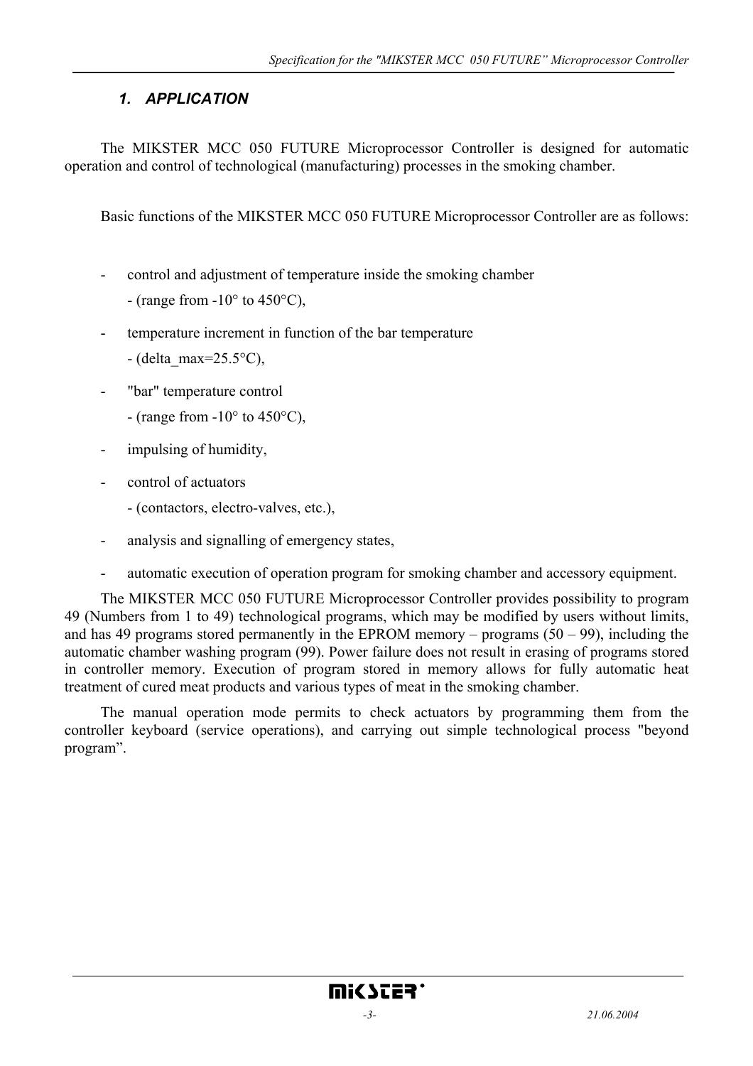## *1. APPLICATION*

The MIKSTER MCC 050 FUTURE Microprocessor Controller is designed for automatic operation and control of technological (manufacturing) processes in the smoking chamber.

Basic functions of the MIKSTER MCC 050 FUTURE Microprocessor Controller are as follows:

- control and adjustment of temperature inside the smoking chamber
  - (range from -10° to 450°C),
- temperature increment in function of the bar temperature
  - (delta_max=25.5°C),
- "bar" temperature control
  - (range from -10° to 450°C),
- impulsing of humidity,
- control of actuators
  - (contactors, electro-valves, etc.),
- analysis and signalling of emergency states,
- automatic execution of operation program for smoking chamber and accessory equipment.

The MIKSTER MCC 050 FUTURE Microprocessor Controller provides possibility to program 49 (Numbers from 1 to 49) technological programs, which may be modified by users without limits, and has 49 programs stored permanently in the EPROM memory – programs (50 – 99), including the automatic chamber washing program (99). Power failure does not result in erasing of programs stored in controller memory. Execution of program stored in memory allows for fully automatic heat treatment of cured meat products and various types of meat in the smoking chamber.

The manual operation mode permits to check actuators by programming them from the controller keyboard (service operations), and carrying out simple technological process "beyond program".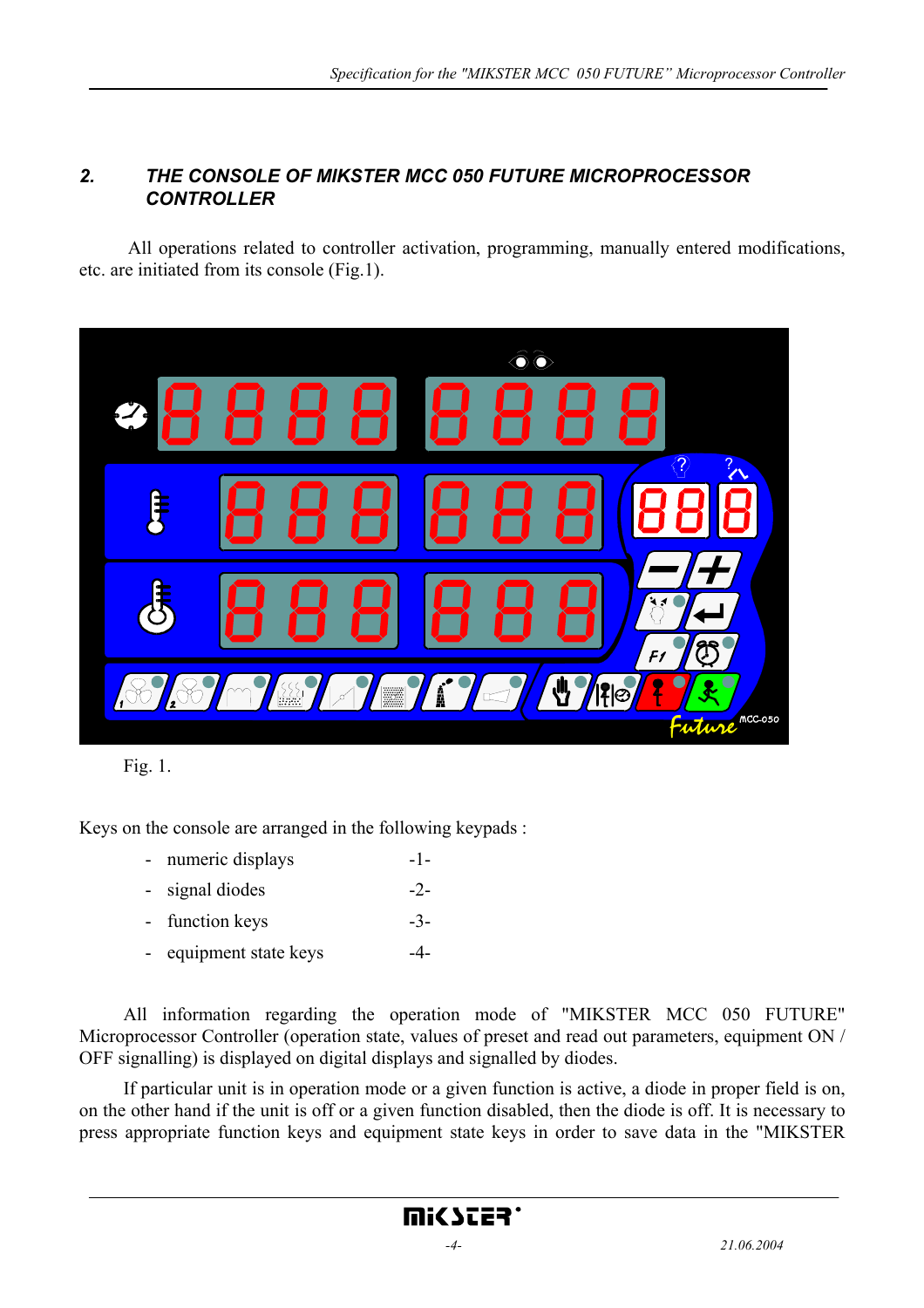## 2. THE CONSOLE OF MIKSTER MCC 050 FUTURE MICROPROCESSOR CONTROLLER

All operations related to controller activation, programming, manually entered modifications, etc. are initiated from its console (Fig.1).

Fig. 1.

Keys on the console are arranged in the following keypads :

- numeric displays -1-
- signal diodes -2-
- function keys -3-
- equipment state keys -4-

All information regarding the operation mode of "MIKSTER MCC 050 FUTURE" Microprocessor Controller (operation state, values of preset and read out parameters, equipment ON / OFF signalling) is displayed on digital displays and signalled by diodes.

If particular unit is in operation mode or a given function is active, a diode in proper field is on, on the other hand if the unit is off or a given function disabled, then the diode is off. It is necessary to press appropriate function keys and equipment state keys in order to save data in the "MIKSTER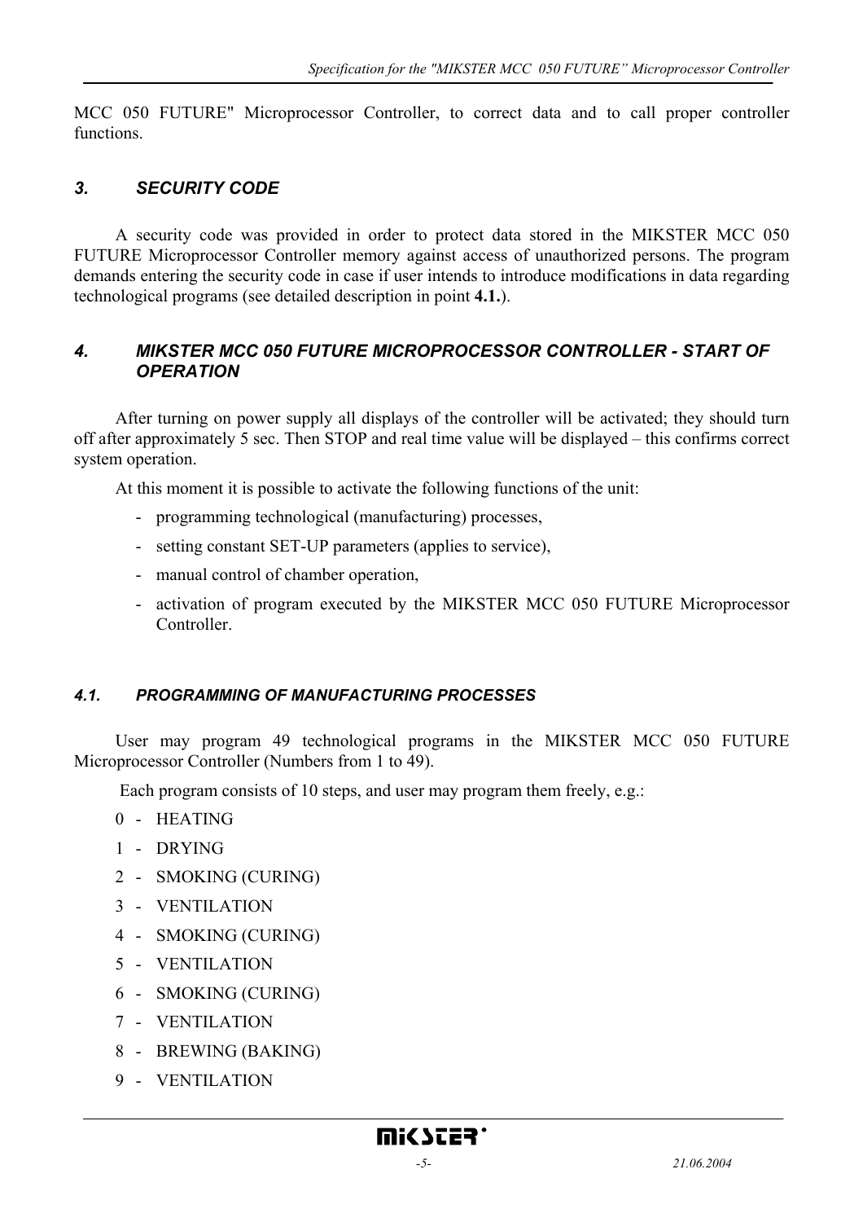MCC 050 FUTURE" Microprocessor Controller, to correct data and to call proper controller functions.

## *3. SECURITY CODE*

A security code was provided in order to protect data stored in the MIKSTER MCC 050 FUTURE Microprocessor Controller memory against access of unauthorized persons. The program demands entering the security code in case if user intends to introduce modifications in data regarding technological programs (see detailed description in point **4.1.**).

## *4. MIKSTER MCC 050 FUTURE MICROPROCESSOR CONTROLLER - START OF OPERATION*

After turning on power supply all displays of the controller will be activated; they should turn off after approximately 5 sec. Then STOP and real time value will be displayed – this confirms correct system operation.

At this moment it is possible to activate the following functions of the unit:

- programming technological (manufacturing) processes,
- setting constant SET-UP parameters (applies to service),
- manual control of chamber operation,
- activation of program executed by the MIKSTER MCC 050 FUTURE Microprocessor Controller.

### *4.1. PROGRAMMING OF MANUFACTURING PROCESSES*

User may program 49 technological programs in the MIKSTER MCC 050 FUTURE Microprocessor Controller (Numbers from 1 to 49).

Each program consists of 10 steps, and user may program them freely, e.g.:

0 - HEATING

1 - DRYING

2 - SMOKING (CURING)

3 - VENTILATION

4 - SMOKING (CURING)

5 - VENTILATION

6 - SMOKING (CURING)

7 - VENTILATION

8 - BREWING (BAKING)

9 - VENTILATION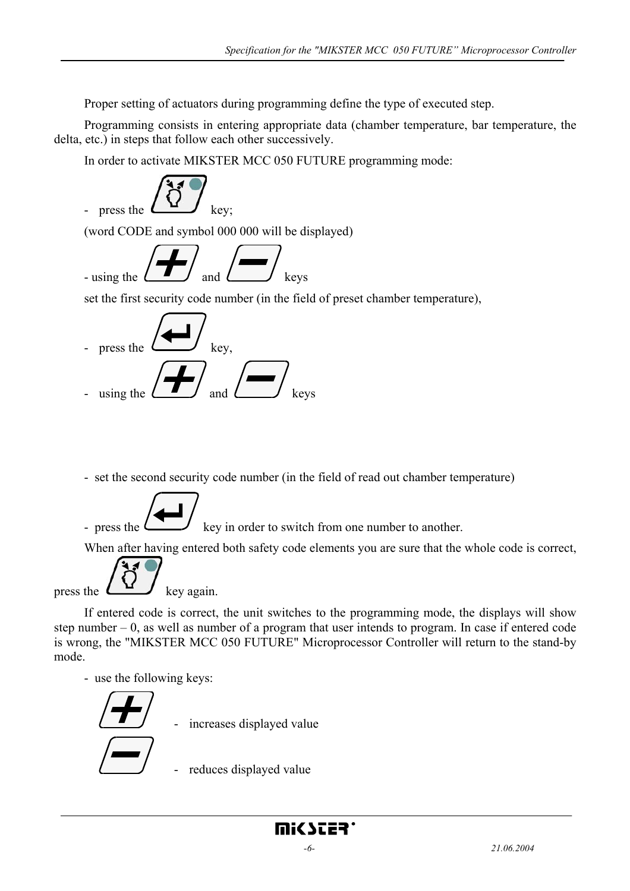Proper setting of actuators during programming define the type of executed step.

Programming consists in entering appropriate data (chamber temperature, bar temperature, the delta, etc.) in steps that follow each other successively.

In order to activate MIKSTER MCC 050 FUTURE programming mode:

- press the key;

(word CODE and symbol 000 000 will be displayed)

- using the and keys

set the first security code number (in the field of preset chamber temperature),

- press the key,
- using the and keys

- set the second security code number (in the field of read out chamber temperature)

- press the key in order to switch from one number to another.

When after having entered both safety code elements you are sure that the whole code is correct, press the key again.

If entered code is correct, the unit switches to the programming mode, the displays will show step number – 0, as well as number of a program that user intends to program. In case if entered code is wrong, the "MIKSTER MCC 050 FUTURE" Microprocessor Controller will return to the stand-by mode.

- use the following keys:

  - increases displayed value

  - reduces displayed value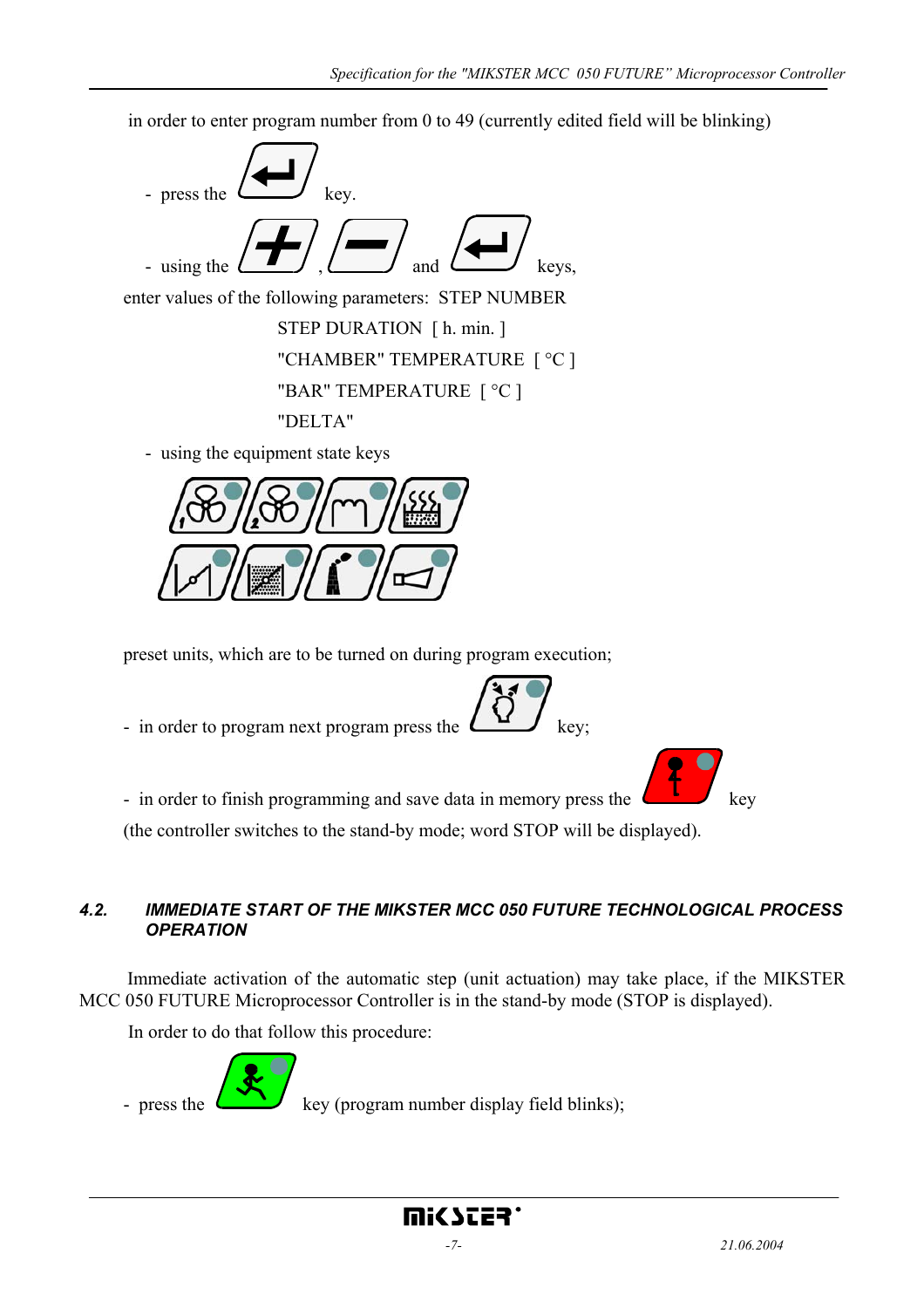in order to enter program number from 0 to 49 (currently edited field will be blinking)

- press the key.
- using the , and keys,

enter values of the following parameters: STEP NUMBER

STEP DURATION [ h. min. ]

"CHAMBER" TEMPERATURE [ °C ]

"BAR" TEMPERATURE [ °C ]

"DELTA"

- using the equipment state keys

preset units, which are to be turned on during program execution;

- in order to program next program press the key;
- in order to finish programming and save data in memory press the key (the controller switches to the stand-by mode; word STOP will be displayed).

## 4.2. IMMEDIATE START OF THE MIKSTER MCC 050 FUTURE TECHNOLOGICAL PROCESS OPERATION

Immediate activation of the automatic step (unit actuation) may take place, if the MIKSTER MCC 050 FUTURE Microprocessor Controller is in the stand-by mode (STOP is displayed).

In order to do that follow this procedure:

- press the key (program number display field blinks);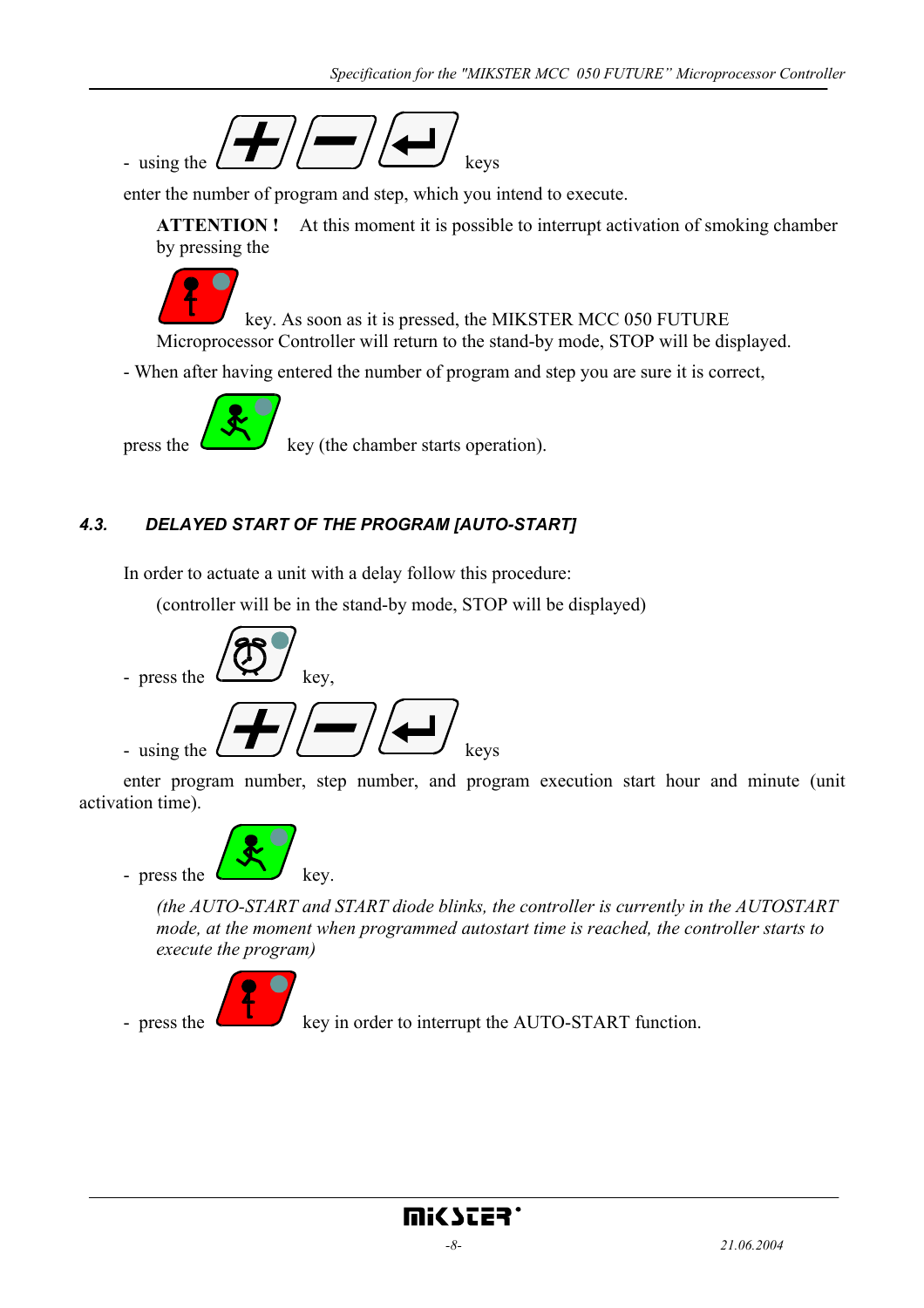- using the keys

enter the number of program and step, which you intend to execute.

**ATTENTION !** At this moment it is possible to interrupt activation of smoking chamber by pressing the

key. As soon as it is pressed, the MIKSTER MCC 050 FUTURE Microprocessor Controller will return to the stand-by mode, STOP will be displayed.

- When after having entered the number of program and step you are sure it is correct,

press the key (the chamber starts operation).

### *4.3. DELAYED START OF THE PROGRAM [AUTO-START]*

In order to actuate a unit with a delay follow this procedure:

(controller will be in the stand-by mode, STOP will be displayed)

- press the key,
- using the keys

enter program number, step number, and program execution start hour and minute (unit activation time).

- press the key.

*(the AUTO-START and START diode blinks, the controller is currently in the AUTOSTART mode, at the moment when programmed autostart time is reached, the controller starts to execute the program)*

- press the key in order to interrupt the AUTO-START function.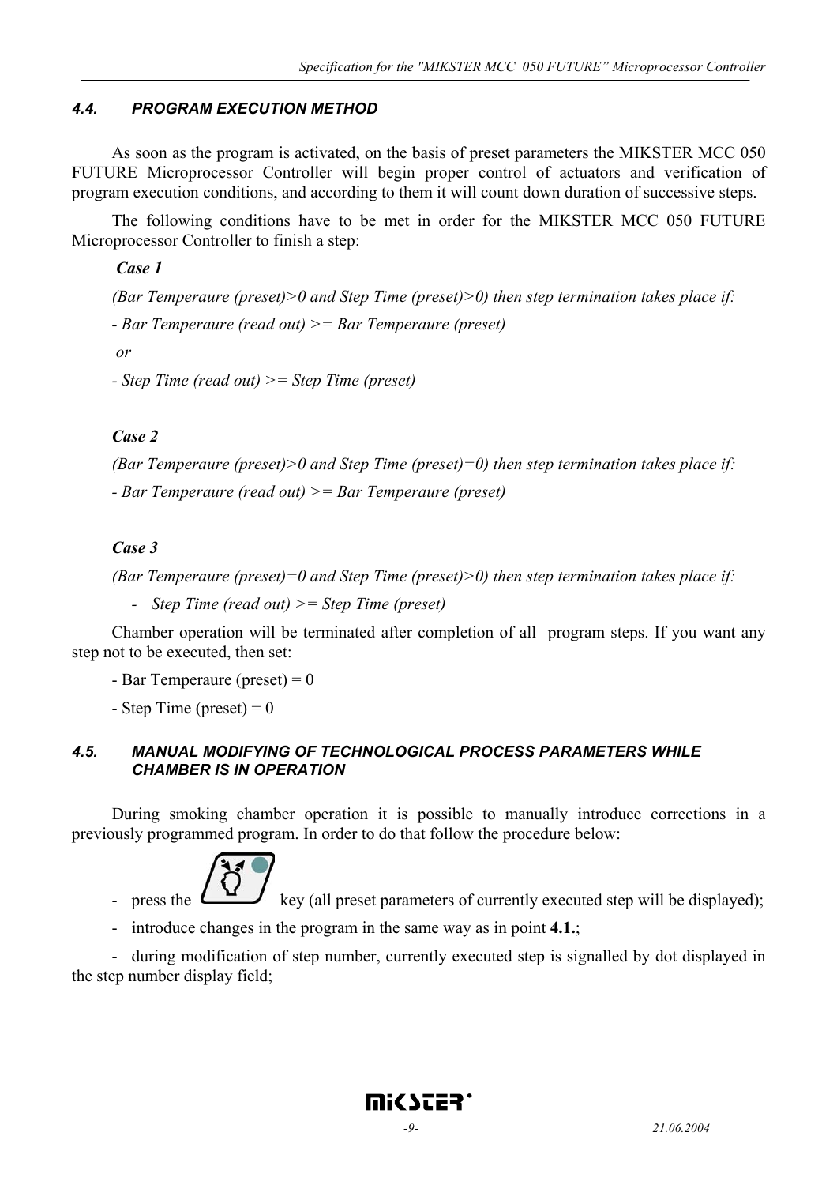### 4.4. PROGRAM EXECUTION METHOD

As soon as the program is activated, on the basis of preset parameters the MIKSTER MCC 050 FUTURE Microprocessor Controller will begin proper control of actuators and verification of program execution conditions, and according to them it will count down duration of successive steps.

The following conditions have to be met in order for the MIKSTER MCC 050 FUTURE Microprocessor Controller to finish a step:

***Case 1***

*(Bar Temperaure (preset)>0 and Step Time (preset)>0) then step termination takes place if:*

*- Bar Temperaure (read out) >= Bar Temperaure (preset)*

*or*

*- Step Time (read out) >= Step Time (preset)*

***Case 2***

*(Bar Temperaure (preset)>0 and Step Time (preset)=0) then step termination takes place if:*

*- Bar Temperaure (read out) >= Bar Temperaure (preset)*

***Case 3***

*(Bar Temperaure (preset)=0 and Step Time (preset)>0) then step termination takes place if:*

- *Step Time (read out) >= Step Time (preset)*

Chamber operation will be terminated after completion of all program steps. If you want any step not to be executed, then set:

- Bar Temperaure (preset) = 0
- Step Time (preset) = 0

### 4.5. MANUAL MODIFYING OF TECHNOLOGICAL PROCESS PARAMETERS WHILE CHAMBER IS IN OPERATION

During smoking chamber operation it is possible to manually introduce corrections in a previously programmed program. In order to do that follow the procedure below:

- press the key (all preset parameters of currently executed step will be displayed);
- introduce changes in the program in the same way as in point **4.1.**;
- during modification of step number, currently executed step is signalled by dot displayed in the step number display field;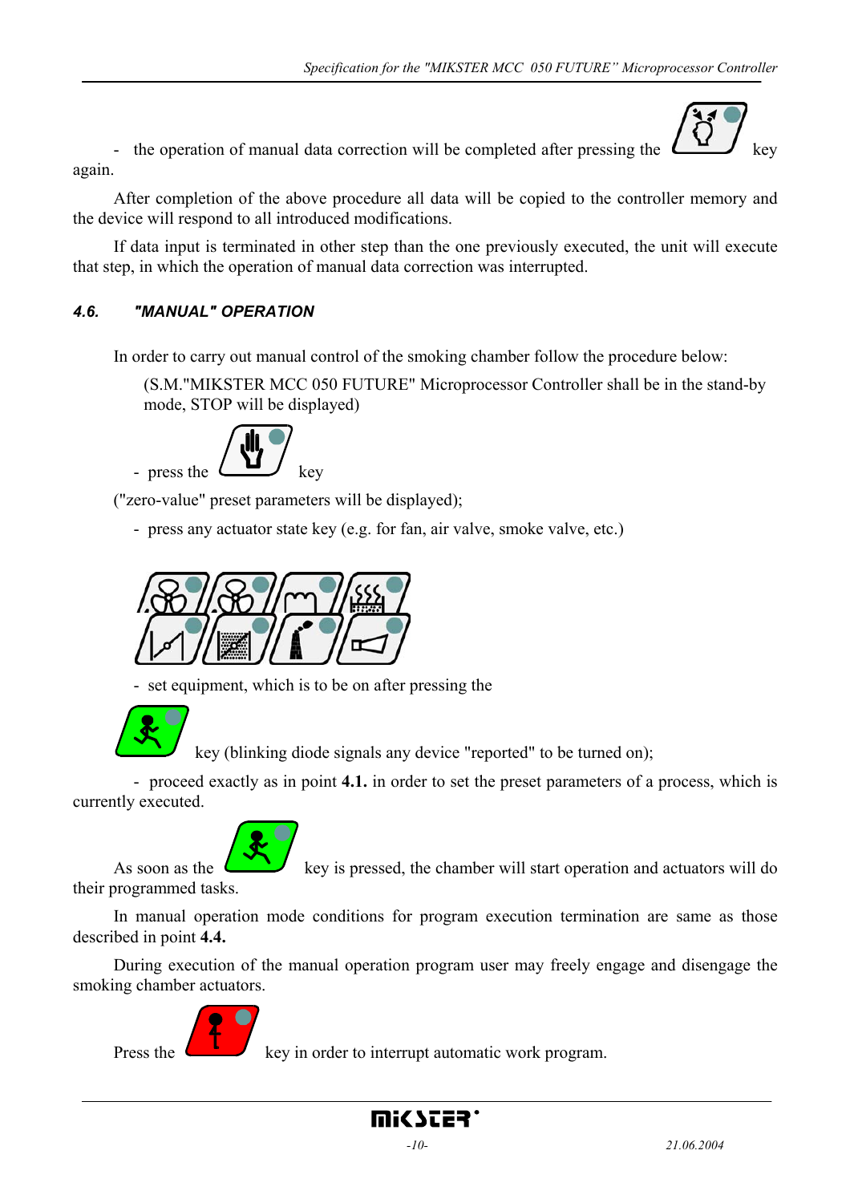- the operation of manual data correction will be completed after pressing the key again.

After completion of the above procedure all data will be copied to the controller memory and the device will respond to all introduced modifications.

If data input is terminated in other step than the one previously executed, the unit will execute that step, in which the operation of manual data correction was interrupted.

## *4.6. "MANUAL" OPERATION*

In order to carry out manual control of the smoking chamber follow the procedure below:

(S.M."MIKSTER MCC 050 FUTURE" Microprocessor Controller shall be in the stand-by mode, STOP will be displayed)

- press the key

("zero-value" preset parameters will be displayed);

- press any actuator state key (e.g. for fan, air valve, smoke valve, etc.)

- set equipment, which is to be on after pressing the

key (blinking diode signals any device "reported" to be turned on);

- proceed exactly as in point **4.1.** in order to set the preset parameters of a process, which is currently executed.

As soon as the key is pressed, the chamber will start operation and actuators will do their programmed tasks.

In manual operation mode conditions for program execution termination are same as those described in point **4.4.**

During execution of the manual operation program user may freely engage and disengage the smoking chamber actuators.

Press the key in order to interrupt automatic work program.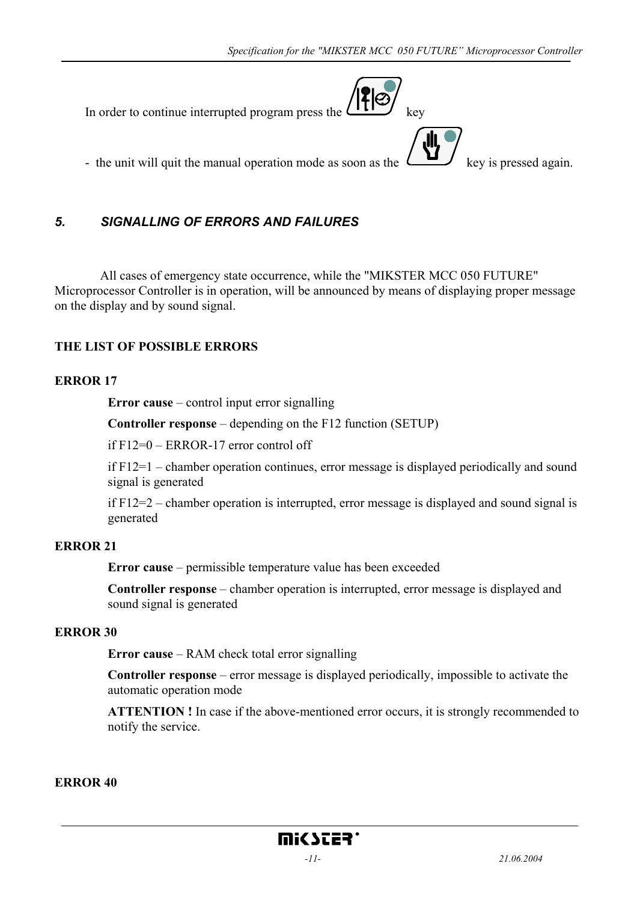In order to continue interrupted program press the key

- the unit will quit the manual operation mode as soon as the key is pressed again.

## *5. SIGNALLING OF ERRORS AND FAILURES*

All cases of emergency state occurrence, while the "MIKSTER MCC 050 FUTURE" Microprocessor Controller is in operation, will be announced by means of displaying proper message on the display and by sound signal.

**THE LIST OF POSSIBLE ERRORS**

**ERROR 17**

**Error cause** – control input error signalling

**Controller response** – depending on the F12 function (SETUP)

if F12=0 – ERROR-17 error control off

if F12=1 – chamber operation continues, error message is displayed periodically and sound signal is generated

if F12=2 – chamber operation is interrupted, error message is displayed and sound signal is generated

**ERROR 21**

**Error cause** – permissible temperature value has been exceeded

**Controller response** – chamber operation is interrupted, error message is displayed and sound signal is generated

**ERROR 30**

**Error cause** – RAM check total error signalling

**Controller response** – error message is displayed periodically, impossible to activate the automatic operation mode

**ATTENTION !** In case if the above-mentioned error occurs, it is strongly recommended to notify the service.

**ERROR 40**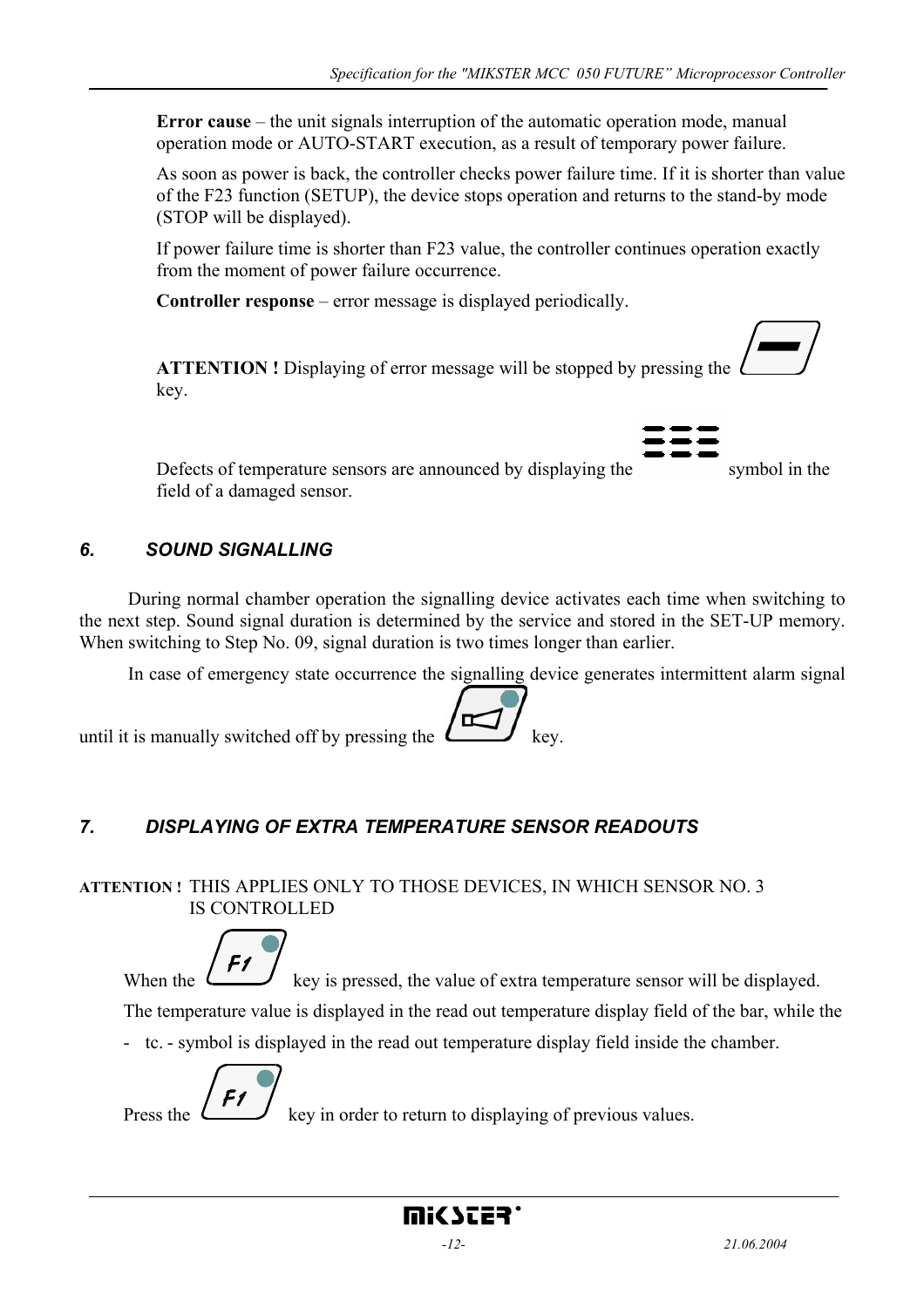**Error cause** – the unit signals interruption of the automatic operation mode, manual operation mode or AUTO-START execution, as a result of temporary power failure.

As soon as power is back, the controller checks power failure time. If it is shorter than value of the F23 function (SETUP), the device stops operation and returns to the stand-by mode (STOP will be displayed).

If power failure time is shorter than F23 value, the controller continues operation exactly from the moment of power failure occurrence.

**Controller response** – error message is displayed periodically.

**ATTENTION !** Displaying of error message will be stopped by pressing the key.

Defects of temperature sensors are announced by displaying the symbol in the field of a damaged sensor.

## *6. SOUND SIGNALLING*

During normal chamber operation the signalling device activates each time when switching to the next step. Sound signal duration is determined by the service and stored in the SET-UP memory. When switching to Step No. 09, signal duration is two times longer than earlier.

In case of emergency state occurrence the signalling device generates intermittent alarm signal until it is manually switched off by pressing the key.

## *7. DISPLAYING OF EXTRA TEMPERATURE SENSOR READOUTS*

**ATTENTION !** THIS APPLIES ONLY TO THOSE DEVICES, IN WHICH SENSOR NO. 3 IS CONTROLLED

When the F1 key is pressed, the value of extra temperature sensor will be displayed.

The temperature value is displayed in the read out temperature display field of the bar, while the

- tc. - symbol is displayed in the read out temperature display field inside the chamber.

Press the F1 key in order to return to displaying of previous values.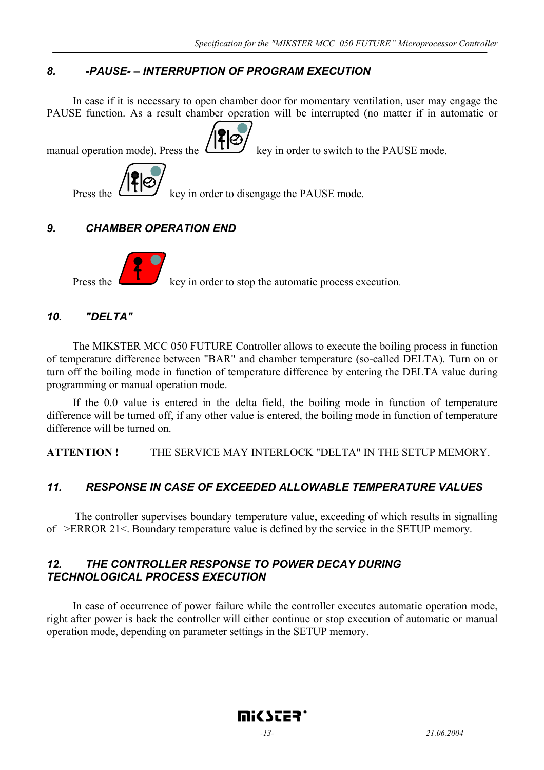## 8. -PAUSE- – INTERRUPTION OF PROGRAM EXECUTION

In case if it is necessary to open chamber door for momentary ventilation, user may engage the PAUSE function. As a result chamber operation will be interrupted (no matter if in automatic or manual operation mode). Press the key in order to switch to the PAUSE mode.

Press the key in order to disengage the PAUSE mode.

## 9. CHAMBER OPERATION END

Press the key in order to stop the automatic process execution.

## 10. "DELTA"

The MIKSTER MCC 050 FUTURE Controller allows to execute the boiling process in function of temperature difference between "BAR" and chamber temperature (so-called DELTA). Turn on or turn off the boiling mode in function of temperature difference by entering the DELTA value during programming or manual operation mode.

If the 0.0 value is entered in the delta field, the boiling mode in function of temperature difference will be turned off, if any other value is entered, the boiling mode in function of temperature difference will be turned on.

**ATTENTION !** THE SERVICE MAY INTERLOCK "DELTA" IN THE SETUP MEMORY.

## 11. RESPONSE IN CASE OF EXCEEDED ALLOWABLE TEMPERATURE VALUES

The controller supervises boundary temperature value, exceeding of which results in signalling of >ERROR 21<. Boundary temperature value is defined by the service in the SETUP memory.

## 12. THE CONTROLLER RESPONSE TO POWER DECAY DURING TECHNOLOGICAL PROCESS EXECUTION

In case of occurrence of power failure while the controller executes automatic operation mode, right after power is back the controller will either continue or stop execution of automatic or manual operation mode, depending on parameter settings in the SETUP memory.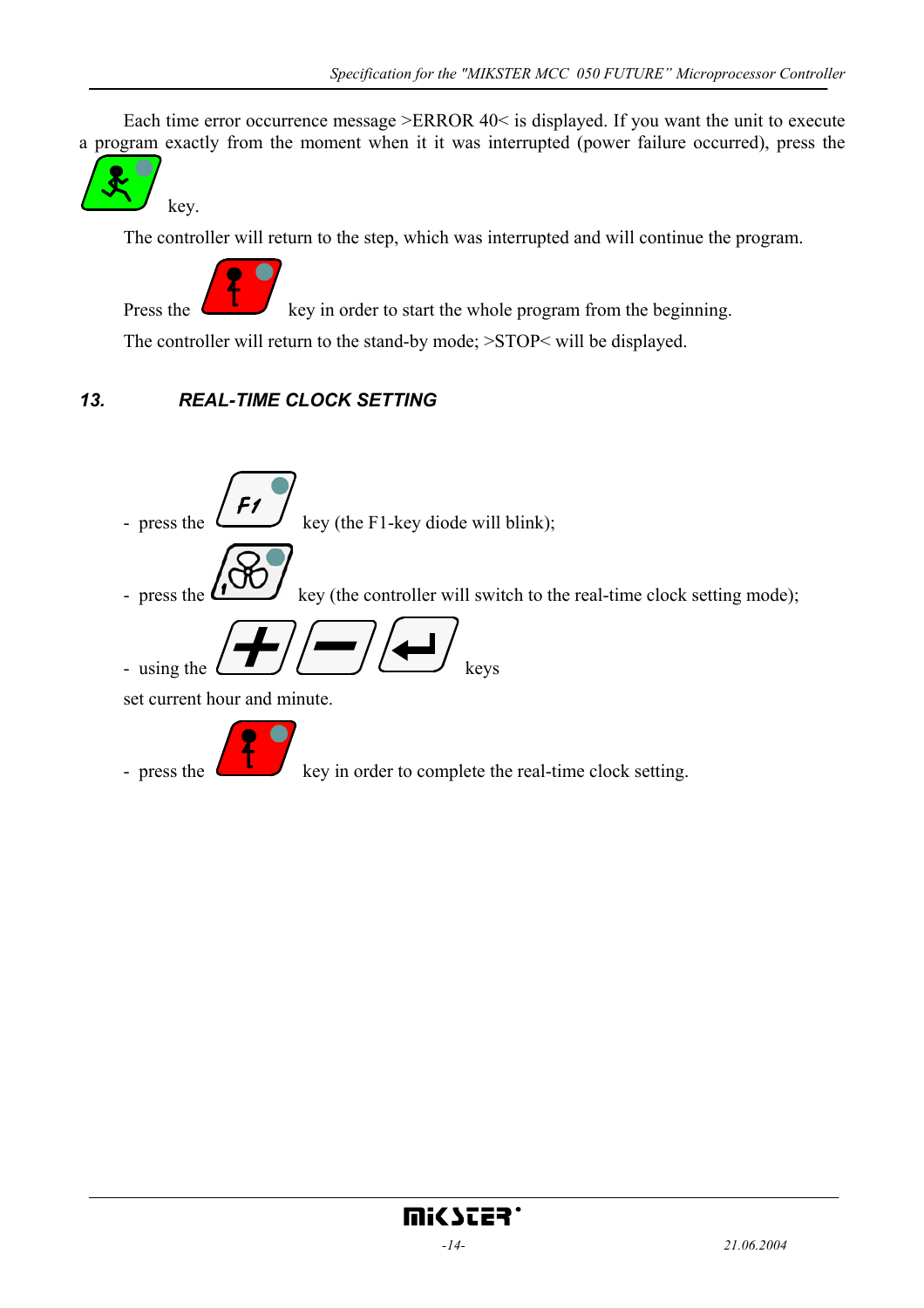Each time error occurrence message >ERROR 40< is displayed. If you want the unit to execute a program exactly from the moment when it it was interrupted (power failure occurred), press the key.

The controller will return to the step, which was interrupted and will continue the program.

Press the key in order to start the whole program from the beginning.

The controller will return to the stand-by mode; >STOP< will be displayed.

## 13. REAL-TIME CLOCK SETTING

- press the key (the F1-key diode will blink);
- press the key (the controller will switch to the real-time clock setting mode);
- using the keys

set current hour and minute.

- press the key in order to complete the real-time clock setting.